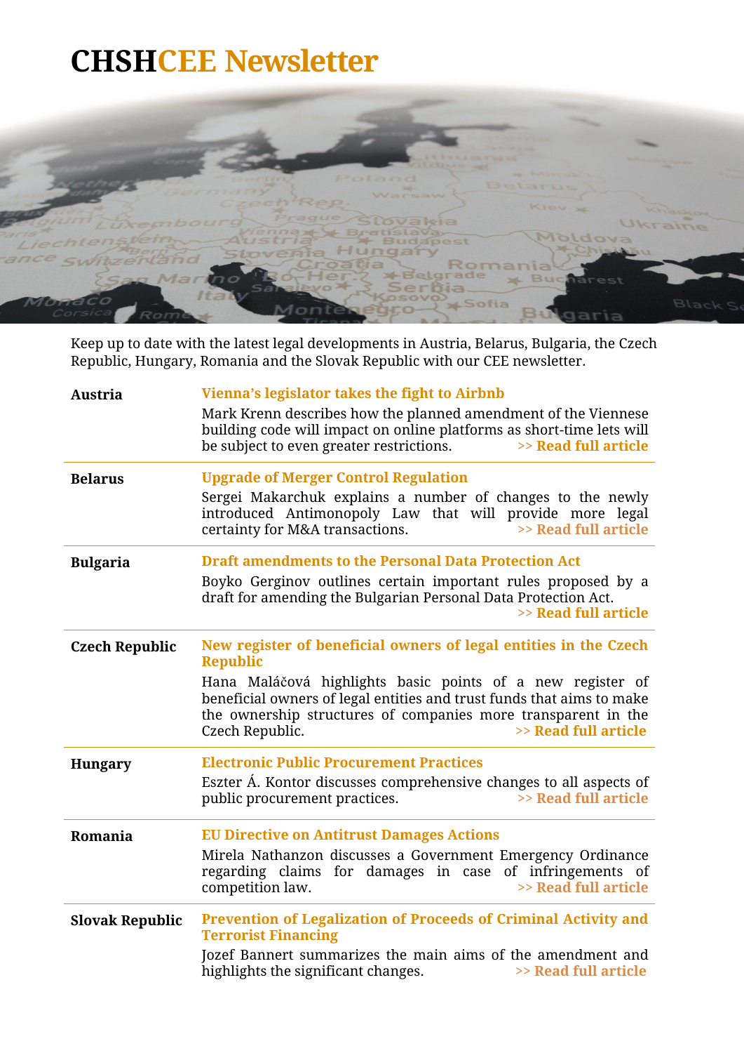# CHSHCEE Newsletter

Keep up to date with the latest legal developments in Austria, Belarus, Bulgaria, the Czech Republic, Hungary, Romania and the Slovak Republic with our CEE newsletter.

| | |
|---|---|
| **Austria** | **Vienna's legislator takes the fight to Airbnb**<br>Mark Krenn describes how the planned amendment of the Viennese building code will impact on online platforms as short-time lets will be subject to even greater restrictions. **>> Read full article** |
| **Belarus** | **Upgrade of Merger Control Regulation**<br>Sergei Makarchuk explains a number of changes to the newly introduced Antimonopoly Law that will provide more legal certainty for M&A transactions. **>> Read full article** |
| **Bulgaria** | **Draft amendments to the Personal Data Protection Act**<br>Boyko Gerginov outlines certain important rules proposed by a draft for amending the Bulgarian Personal Data Protection Act. **>> Read full article** |
| **Czech Republic** | **New register of beneficial owners of legal entities in the Czech Republic**<br>Hana Maláčová highlights basic points of a new register of beneficial owners of legal entities and trust funds that aims to make the ownership structures of companies more transparent in the Czech Republic. **>> Read full article** |
| **Hungary** | **Electronic Public Procurement Practices**<br>Eszter Á. Kontor discusses comprehensive changes to all aspects of public procurement practices. **>> Read full article** |
| **Romania** | **EU Directive on Antitrust Damages Actions**<br>Mirela Nathanzon discusses a Government Emergency Ordinance regarding claims for damages in case of infringements of competition law. **>> Read full article** |
| **Slovak Republic** | **Prevention of Legalization of Proceeds of Criminal Activity and Terrorist Financing**<br>Jozef Bannert summarizes the main aims of the amendment and highlights the significant changes. **>> Read full article** |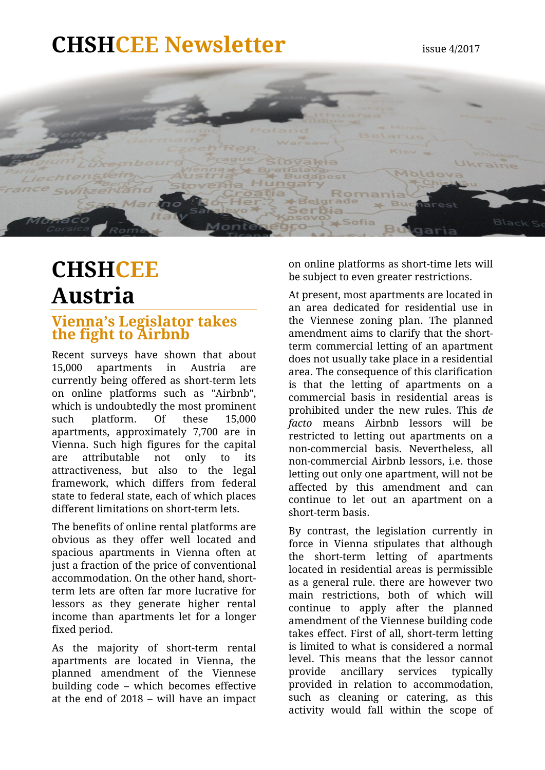# CHSHCEE Newsletter

issue 4/2017

# CHSHCEE Austria

## Vienna's Legislator takes the fight to Airbnb

Recent surveys have shown that about 15,000 apartments in Austria are currently being offered as short-term lets on online platforms such as "Airbnb", which is undoubtedly the most prominent such platform. Of these 15,000 apartments, approximately 7,700 are in Vienna. Such high figures for the capital are attributable not only to its attractiveness, but also to the legal framework, which differs from federal state to federal state, each of which places different limitations on short-term lets.

The benefits of online rental platforms are obvious as they offer well located and spacious apartments in Vienna often at just a fraction of the price of conventional accommodation. On the other hand, short-term lets are often far more lucrative for lessors as they generate higher rental income than apartments let for a longer fixed period.

As the majority of short-term rental apartments are located in Vienna, the planned amendment of the Viennese building code – which becomes effective at the end of 2018 – will have an impact on online platforms as short-time lets will be subject to even greater restrictions.

At present, most apartments are located in an area dedicated for residential use in the Viennese zoning plan. The planned amendment aims to clarify that the short-term commercial letting of an apartment does not usually take place in a residential area. The consequence of this clarification is that the letting of apartments on a commercial basis in residential areas is prohibited under the new rules. This *de facto* means Airbnb lessors will be restricted to letting out apartments on a non-commercial basis. Nevertheless, all non-commercial Airbnb lessors, i.e. those letting out only one apartment, will not be affected by this amendment and can continue to let out an apartment on a short-term basis.

By contrast, the legislation currently in force in Vienna stipulates that although the short-term letting of apartments located in residential areas is permissible as a general rule. there are however two main restrictions, both of which will continue to apply after the planned amendment of the Viennese building code takes effect. First of all, short-term letting is limited to what is considered a normal level. This means that the lessor cannot provide ancillary services typically provided in relation to accommodation, such as cleaning or catering, as this activity would fall within the scope of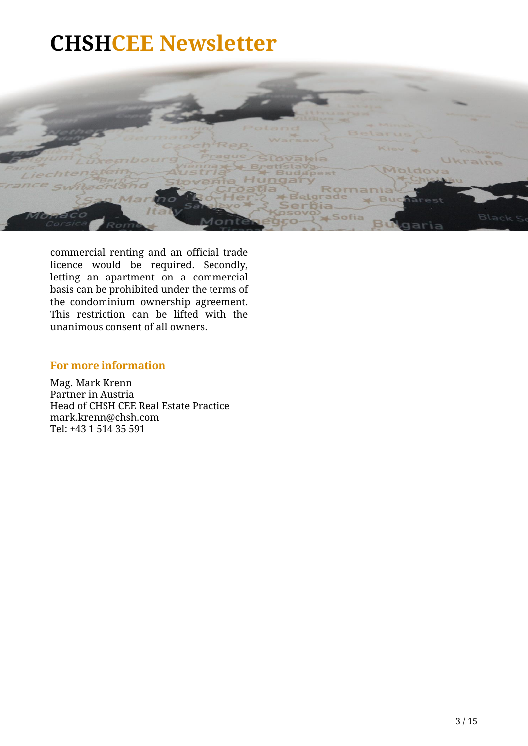commercial renting and an official trade licence would be required. Secondly, letting an apartment on a commercial basis can be prohibited under the terms of the condominium ownership agreement. This restriction can be lifted with the unanimous consent of all owners.

---

### For more information

Mag. Mark Krenn
Partner in Austria
Head of CHSH CEE Real Estate Practice
mark.krenn@chsh.com
Tel: +43 1 514 35 591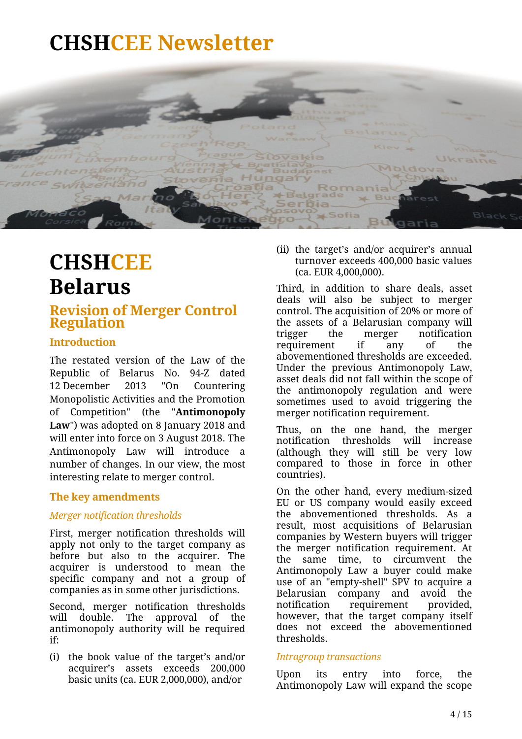# CHSHCEE Newsletter

# CHSHCEE Belarus

## Revision of Merger Control Regulation

### Introduction

The restated version of the Law of the Republic of Belarus No. 94-Z dated 12 December 2013 "On Countering Monopolistic Activities and the Promotion of Competition" (the "**Antimonopoly Law**") was adopted on 8 January 2018 and will enter into force on 3 August 2018. The Antimonopoly Law will introduce a number of changes. In our view, the most interesting relate to merger control.

### The key amendments

*Merger notification thresholds*

First, merger notification thresholds will apply not only to the target company as before but also to the acquirer. The acquirer is understood to mean the specific company and not a group of companies as in some other jurisdictions.

Second, merger notification thresholds will double. The approval of the antimonopoly authority will be required if:

(i) the book value of the target's and/or acquirer's assets exceeds 200,000 basic units (ca. EUR 2,000,000), and/or

(ii) the target's and/or acquirer's annual turnover exceeds 400,000 basic values (ca. EUR 4,000,000).

Third, in addition to share deals, asset deals will also be subject to merger control. The acquisition of 20% or more of the assets of a Belarusian company will trigger the merger notification requirement if any of the abovementioned thresholds are exceeded. Under the previous Antimonopoly Law, asset deals did not fall within the scope of the antimonopoly regulation and were sometimes used to avoid triggering the merger notification requirement.

Thus, on the one hand, the merger notification thresholds will increase (although they will still be very low compared to those in force in other countries).

On the other hand, every medium-sized EU or US company would easily exceed the abovementioned thresholds. As a result, most acquisitions of Belarusian companies by Western buyers will trigger the merger notification requirement. At the same time, to circumvent the Antimonopoly Law a buyer could make use of an "empty-shell" SPV to acquire a Belarusian company and avoid the notification requirement provided, however, that the target company itself does not exceed the abovementioned thresholds.

*Intragroup transactions*

Upon its entry into force, the Antimonopoly Law will expand the scope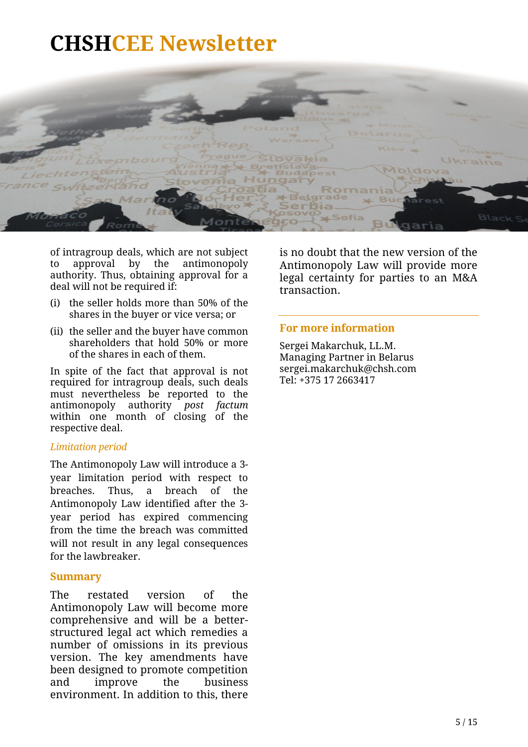# CHSHCEE Newsletter

of intragroup deals, which are not subject to approval by the antimonopoly authority. Thus, obtaining approval for a deal will not be required if:

(i) the seller holds more than 50% of the shares in the buyer or vice versa; or

(ii) the seller and the buyer have common shareholders that hold 50% or more of the shares in each of them.

In spite of the fact that approval is not required for intragroup deals, such deals must nevertheless be reported to the antimonopoly authority *post factum* within one month of closing of the respective deal.

*Limitation period*

The Antimonopoly Law will introduce a 3-year limitation period with respect to breaches. Thus, a breach of the Antimonopoly Law identified after the 3-year period has expired commencing from the time the breach was committed will not result in any legal consequences for the lawbreaker.

## Summary

The restated version of the Antimonopoly Law will become more comprehensive and will be a better-structured legal act which remedies a number of omissions in its previous version. The key amendments have been designed to promote competition and improve the business environment. In addition to this, there is no doubt that the new version of the Antimonopoly Law will provide more legal certainty for parties to an M&A transaction.

## For more information

Sergei Makarchuk, LL.M.
Managing Partner in Belarus
sergei.makarchuk@chsh.com
Tel: +375 17 2663417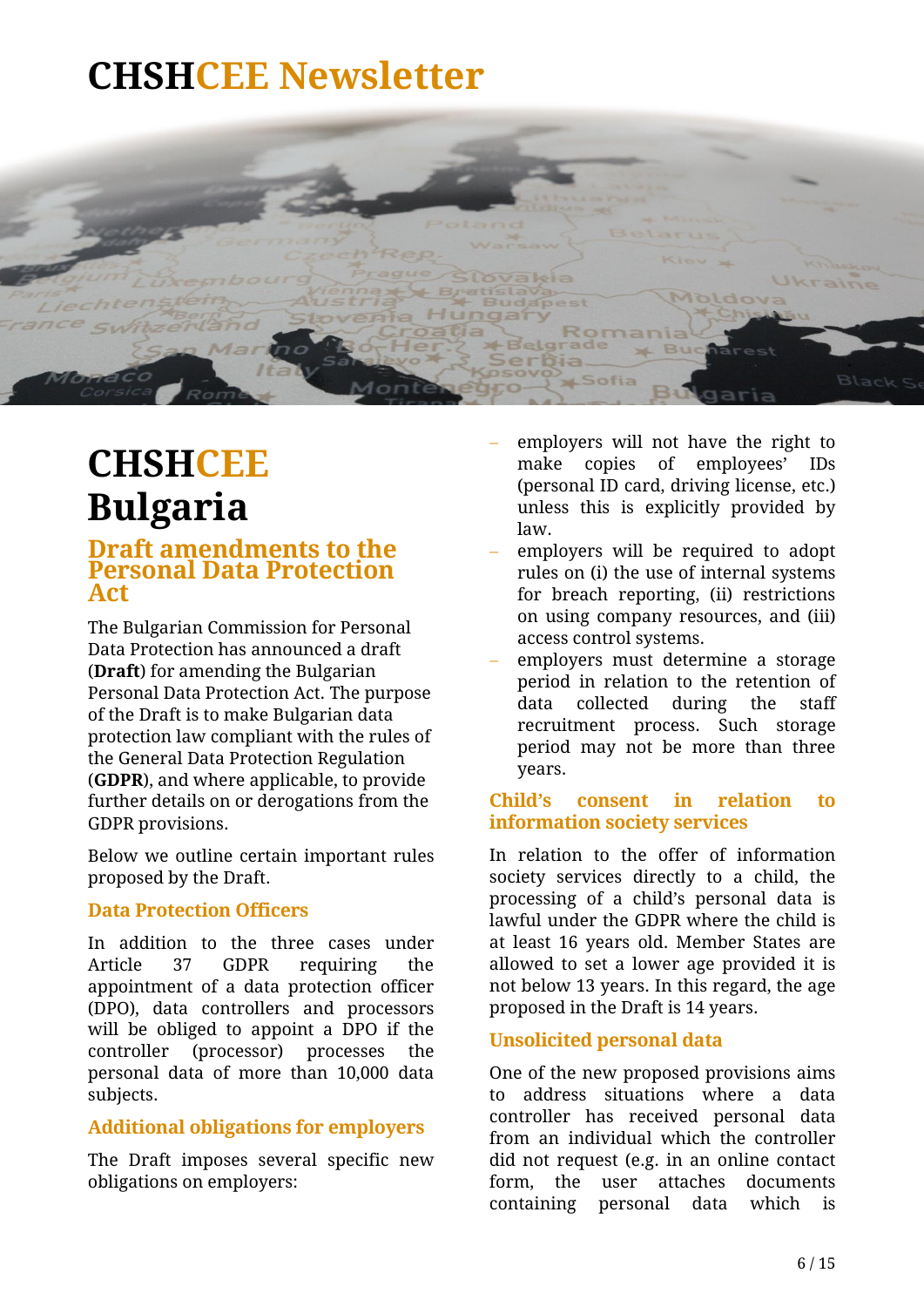# CHSHCEE Newsletter

# CHSHCEE Bulgaria

## Draft amendments to the Personal Data Protection Act

The Bulgarian Commission for Personal Data Protection has announced a draft (**Draft**) for amending the Bulgarian Personal Data Protection Act. The purpose of the Draft is to make Bulgarian data protection law compliant with the rules of the General Data Protection Regulation (**GDPR**), and where applicable, to provide further details on or derogations from the GDPR provisions.

Below we outline certain important rules proposed by the Draft.

### Data Protection Officers

In addition to the three cases under Article 37 GDPR requiring the appointment of a data protection officer (DPO), data controllers and processors will be obliged to appoint a DPO if the controller (processor) processes the personal data of more than 10,000 data subjects.

### Additional obligations for employers

The Draft imposes several specific new obligations on employers:

- employers will not have the right to make copies of employees' IDs (personal ID card, driving license, etc.) unless this is explicitly provided by law.
- employers will be required to adopt rules on (i) the use of internal systems for breach reporting, (ii) restrictions on using company resources, and (iii) access control systems.
- employers must determine a storage period in relation to the retention of data collected during the staff recruitment process. Such storage period may not be more than three years.

### Child's consent in relation to information society services

In relation to the offer of information society services directly to a child, the processing of a child's personal data is lawful under the GDPR where the child is at least 16 years old. Member States are allowed to set a lower age provided it is not below 13 years. In this regard, the age proposed in the Draft is 14 years.

### Unsolicited personal data

One of the new proposed provisions aims to address situations where a data controller has received personal data from an individual which the controller did not request (e.g. in an online contact form, the user attaches documents containing personal data which is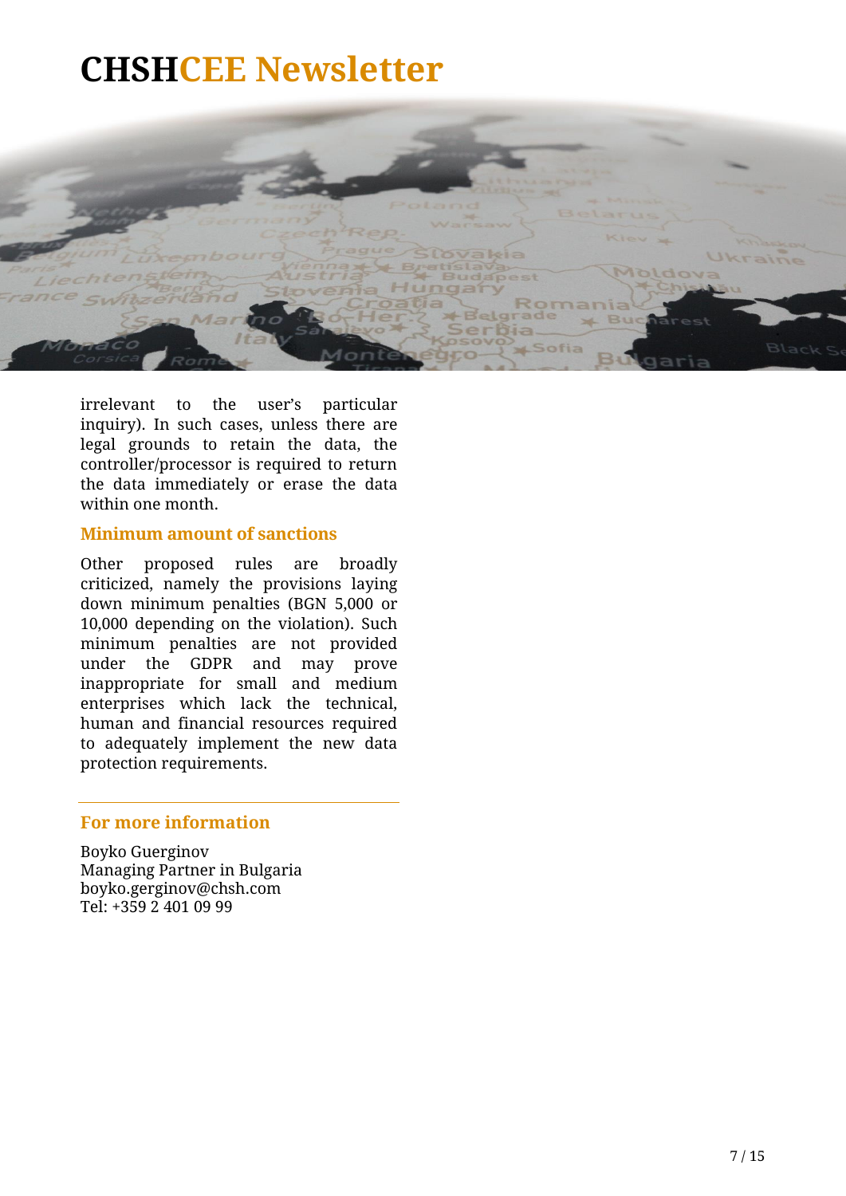irrelevant to the user's particular inquiry). In such cases, unless there are legal grounds to retain the data, the controller/processor is required to return the data immediately or erase the data within one month.

### Minimum amount of sanctions

Other proposed rules are broadly criticized, namely the provisions laying down minimum penalties (BGN 5,000 or 10,000 depending on the violation). Such minimum penalties are not provided under the GDPR and may prove inappropriate for small and medium enterprises which lack the technical, human and financial resources required to adequately implement the new data protection requirements.

---

### For more information

Boyko Guerginov
Managing Partner in Bulgaria
boyko.gerginov@chsh.com
Tel: +359 2 401 09 99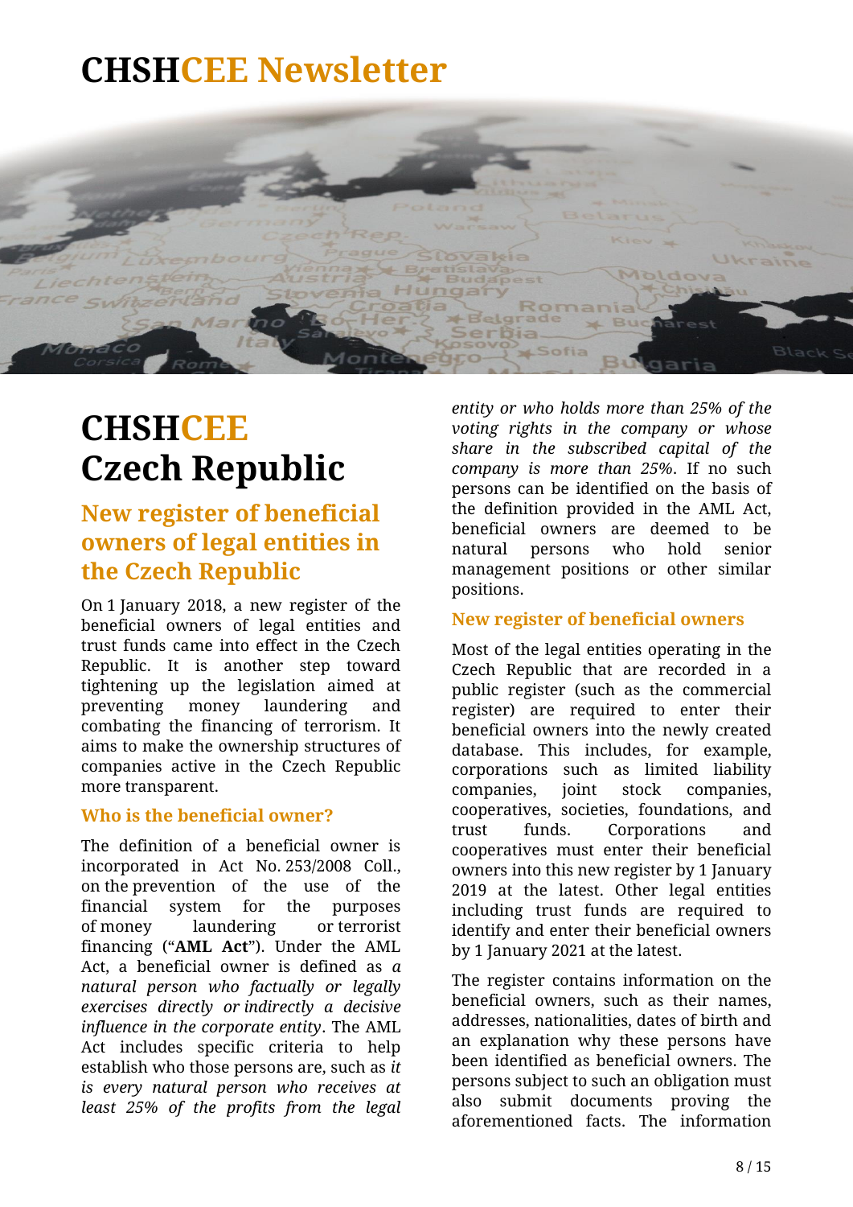# CHSHCEE Newsletter

# CHSHCEE Czech Republic

## New register of beneficial owners of legal entities in the Czech Republic

On 1 January 2018, a new register of the beneficial owners of legal entities and trust funds came into effect in the Czech Republic. It is another step toward tightening up the legislation aimed at preventing money laundering and combating the financing of terrorism. It aims to make the ownership structures of companies active in the Czech Republic more transparent.

### Who is the beneficial owner?

The definition of a beneficial owner is incorporated in Act No. 253/2008 Coll., on the prevention of the use of the financial system for the purposes of money laundering or terrorist financing ("**AML Act**"). Under the AML Act, a beneficial owner is defined as *a natural person who factually or legally exercises directly or indirectly a decisive influence in the corporate entity*. The AML Act includes specific criteria to help establish who those persons are, such as *it is every natural person who receives at least 25% of the profits from the legal entity or who holds more than 25% of the voting rights in the company or whose share in the subscribed capital of the company is more than 25%*. If no such persons can be identified on the basis of the definition provided in the AML Act, beneficial owners are deemed to be natural persons who hold senior management positions or other similar positions.

### New register of beneficial owners

Most of the legal entities operating in the Czech Republic that are recorded in a public register (such as the commercial register) are required to enter their beneficial owners into the newly created database. This includes, for example, corporations such as limited liability companies, joint stock companies, cooperatives, societies, foundations, and trust funds. Corporations and cooperatives must enter their beneficial owners into this new register by 1 January 2019 at the latest. Other legal entities including trust funds are required to identify and enter their beneficial owners by 1 January 2021 at the latest.

The register contains information on the beneficial owners, such as their names, addresses, nationalities, dates of birth and an explanation why these persons have been identified as beneficial owners. The persons subject to such an obligation must also submit documents proving the aforementioned facts. The information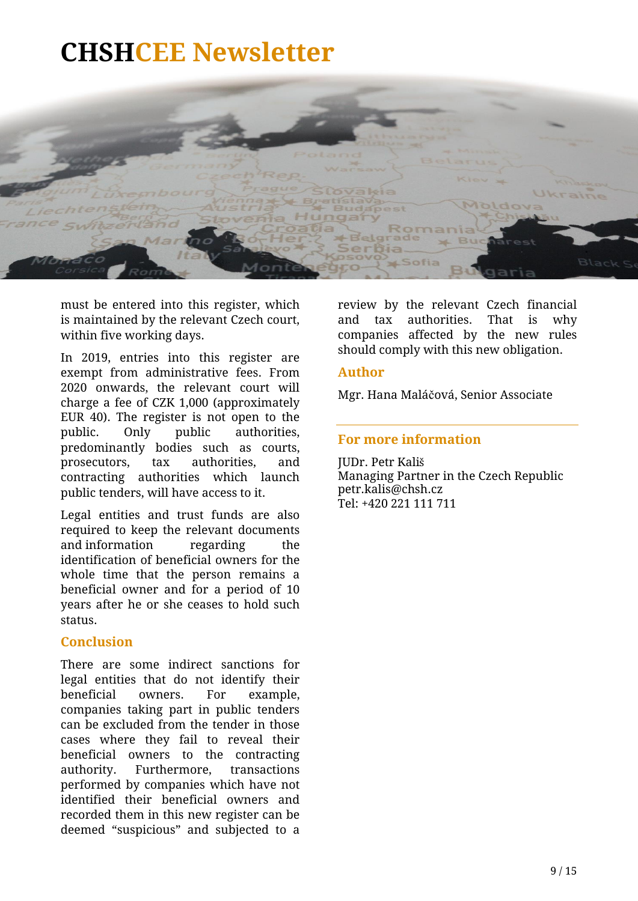must be entered into this register, which is maintained by the relevant Czech court, within five working days.

In 2019, entries into this register are exempt from administrative fees. From 2020 onwards, the relevant court will charge a fee of CZK 1,000 (approximately EUR 40). The register is not open to the public. Only public authorities, predominantly bodies such as courts, prosecutors, tax authorities, and contracting authorities which launch public tenders, will have access to it.

Legal entities and trust funds are also required to keep the relevant documents and information regarding the identification of beneficial owners for the whole time that the person remains a beneficial owner and for a period of 10 years after he or she ceases to hold such status.

## Conclusion

There are some indirect sanctions for legal entities that do not identify their beneficial owners. For example, companies taking part in public tenders can be excluded from the tender in those cases where they fail to reveal their beneficial owners to the contracting authority. Furthermore, transactions performed by companies which have not identified their beneficial owners and recorded them in this new register can be deemed "suspicious" and subjected to a review by the relevant Czech financial and tax authorities. That is why companies affected by the new rules should comply with this new obligation.

## Author

Mgr. Hana Maláčová, Senior Associate

---

## For more information

JUDr. Petr Kališ
Managing Partner in the Czech Republic
petr.kalis@chsh.cz
Tel: +420 221 111 711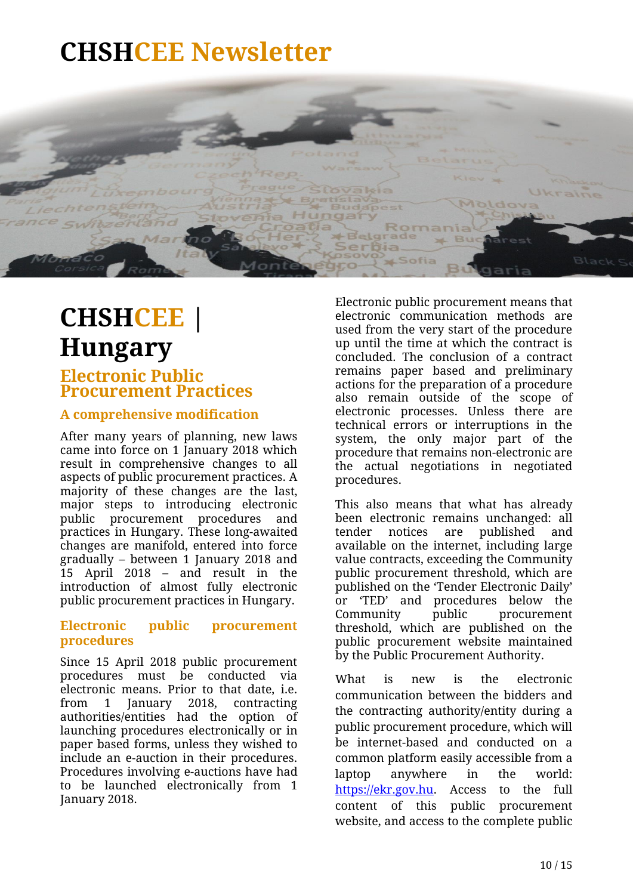# CHSHCEE Newsletter

# CHSHCEE | Hungary

## Electronic Public Procurement Practices

### A comprehensive modification

After many years of planning, new laws came into force on 1 January 2018 which result in comprehensive changes to all aspects of public procurement practices. A majority of these changes are the last, major steps to introducing electronic public procurement procedures and practices in Hungary. These long-awaited changes are manifold, entered into force gradually – between 1 January 2018 and 15 April 2018 – and result in the introduction of almost fully electronic public procurement practices in Hungary.

### Electronic public procurement procedures

Since 15 April 2018 public procurement procedures must be conducted via electronic means. Prior to that date, i.e. from 1 January 2018, contracting authorities/entities had the option of launching procedures electronically or in paper based forms, unless they wished to include an e-auction in their procedures. Procedures involving e-auctions have had to be launched electronically from 1 January 2018.

Electronic public procurement means that electronic communication methods are used from the very start of the procedure up until the time at which the contract is concluded. The conclusion of a contract remains paper based and preliminary actions for the preparation of a procedure also remain outside of the scope of electronic processes. Unless there are technical errors or interruptions in the system, the only major part of the procedure that remains non-electronic are the actual negotiations in negotiated procedures.

This also means that what has already been electronic remains unchanged: all tender notices are published and available on the internet, including large value contracts, exceeding the Community public procurement threshold, which are published on the 'Tender Electronic Daily' or 'TED' and procedures below the Community public procurement threshold, which are published on the public procurement website maintained by the Public Procurement Authority.

What is new is the electronic communication between the bidders and the contracting authority/entity during a public procurement procedure, which will be internet-based and conducted on a common platform easily accessible from a laptop anywhere in the world: https://ekr.gov.hu. Access to the full content of this public procurement website, and access to the complete public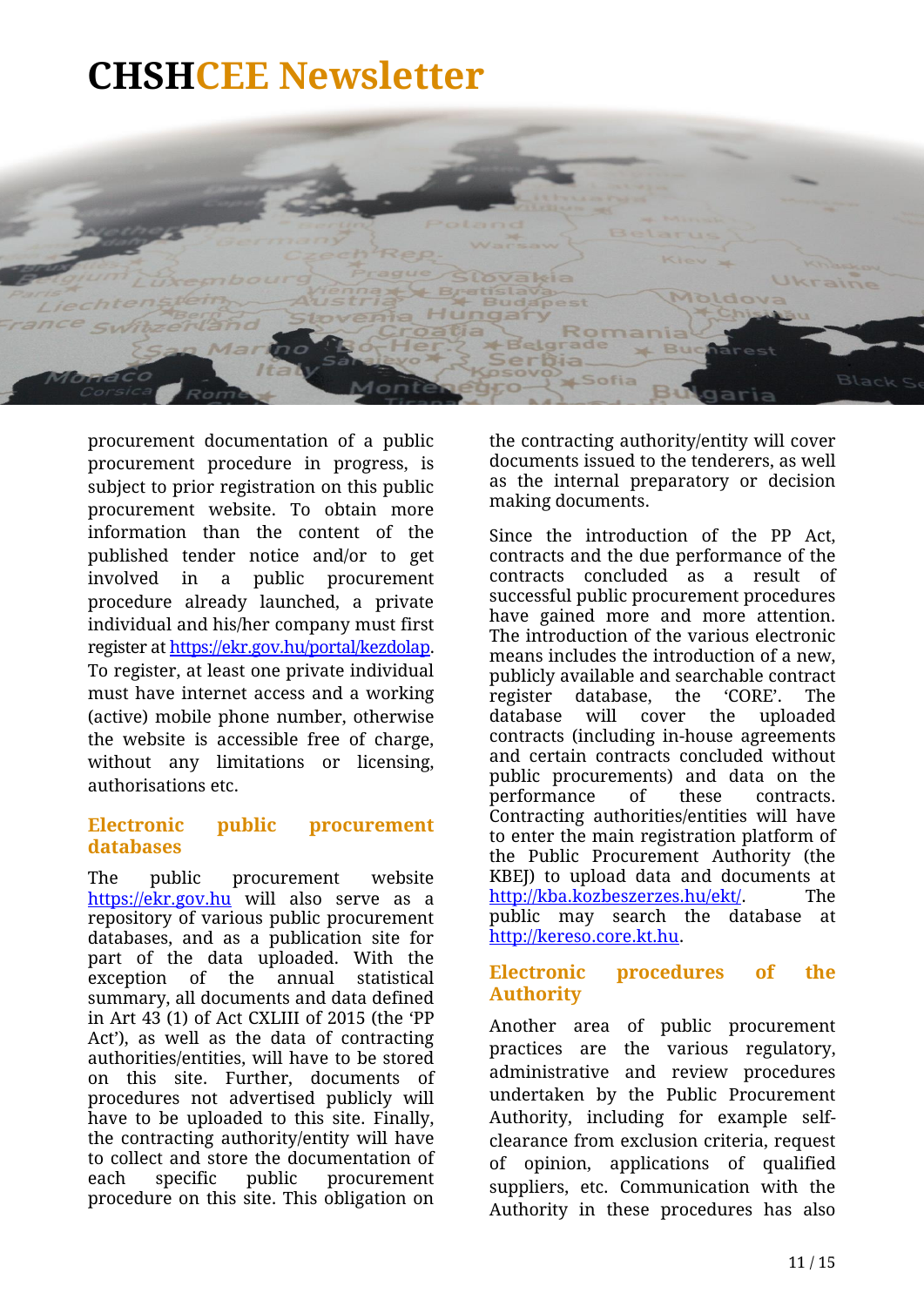procurement documentation of a public procurement procedure in progress, is subject to prior registration on this public procurement website. To obtain more information than the content of the published tender notice and/or to get involved in a public procurement procedure already launched, a private individual and his/her company must first register at https://ekr.gov.hu/portal/kezdolap. To register, at least one private individual must have internet access and a working (active) mobile phone number, otherwise the website is accessible free of charge, without any limitations or licensing, authorisations etc.

## Electronic public procurement databases

The public procurement website https://ekr.gov.hu will also serve as a repository of various public procurement databases, and as a publication site for part of the data uploaded. With the exception of the annual statistical summary, all documents and data defined in Art 43 (1) of Act CXLIII of 2015 (the 'PP Act'), as well as the data of contracting authorities/entities, will have to be stored on this site. Further, documents of procedures not advertised publicly will have to be uploaded to this site. Finally, the contracting authority/entity will have to collect and store the documentation of each specific public procurement procedure on this site. This obligation on the contracting authority/entity will cover documents issued to the tenderers, as well as the internal preparatory or decision making documents.

Since the introduction of the PP Act, contracts and the due performance of the contracts concluded as a result of successful public procurement procedures have gained more and more attention. The introduction of the various electronic means includes the introduction of a new, publicly available and searchable contract register database, the 'CORE'. The database will cover the uploaded contracts (including in-house agreements and certain contracts concluded without public procurements) and data on the performance of these contracts. Contracting authorities/entities will have to enter the main registration platform of the Public Procurement Authority (the KBEJ) to upload data and documents at http://kba.kozbeszerzes.hu/ekt/. The public may search the database at http://kereso.core.kt.hu.

## Electronic procedures of the Authority

Another area of public procurement practices are the various regulatory, administrative and review procedures undertaken by the Public Procurement Authority, including for example self-clearance from exclusion criteria, request of opinion, applications of qualified suppliers, etc. Communication with the Authority in these procedures has also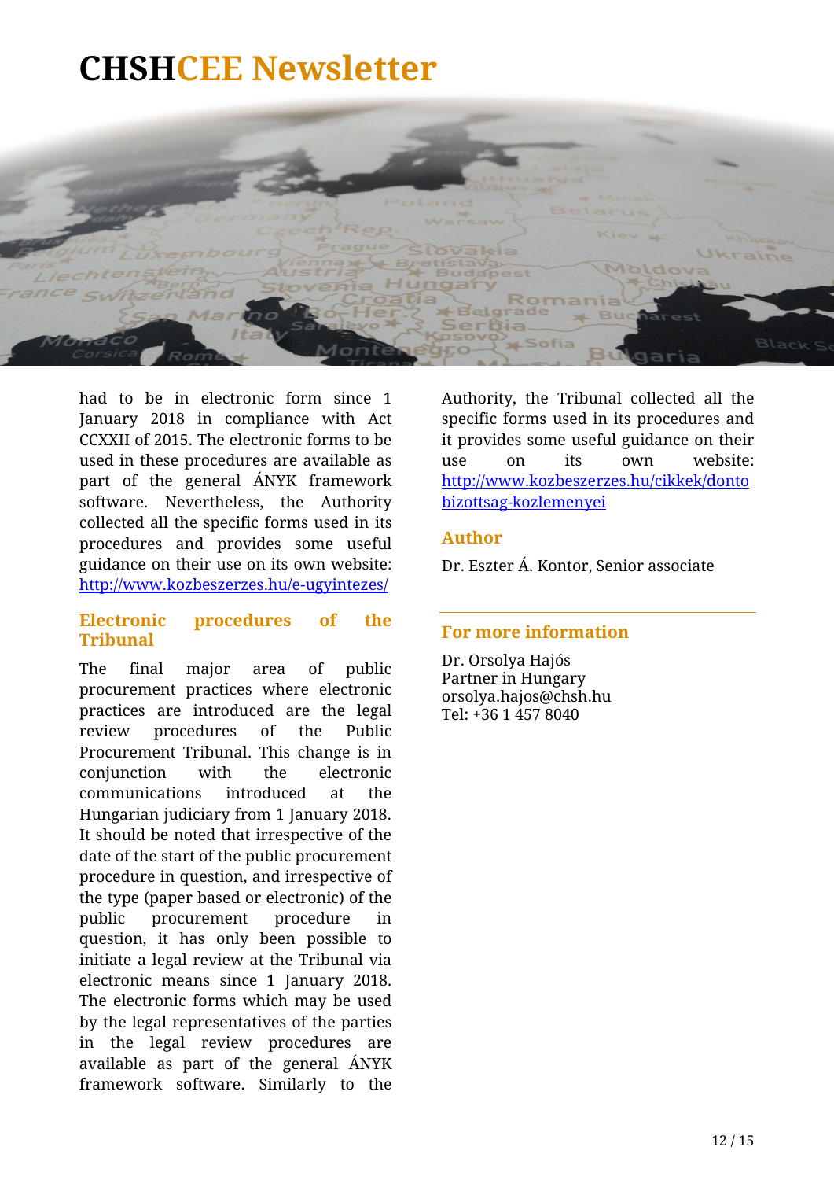had to be in electronic form since 1 January 2018 in compliance with Act CCXXII of 2015. The electronic forms to be used in these procedures are available as part of the general ÁNYK framework software. Nevertheless, the Authority collected all the specific forms used in its procedures and provides some useful guidance on their use on its own website: http://www.kozbeszerzes.hu/e-ugyintezes/

## Electronic procedures of the Tribunal

The final major area of public procurement practices where electronic practices are introduced are the legal review procedures of the Public Procurement Tribunal. This change is in conjunction with the electronic communications introduced at the Hungarian judiciary from 1 January 2018. It should be noted that irrespective of the date of the start of the public procurement procedure in question, and irrespective of the type (paper based or electronic) of the public procurement procedure in question, it has only been possible to initiate a legal review at the Tribunal via electronic means since 1 January 2018. The electronic forms which may be used by the legal representatives of the parties in the legal review procedures are available as part of the general ÁNYK framework software. Similarly to the Authority, the Tribunal collected all the specific forms used in its procedures and it provides some useful guidance on their use on its own website: http://www.kozbeszerzes.hu/cikkek/dontobizottsag-kozlemenyei

## Author

Dr. Eszter Á. Kontor, Senior associate

## For more information

Dr. Orsolya Hajós
Partner in Hungary
orsolya.hajos@chsh.hu
Tel: +36 1 457 8040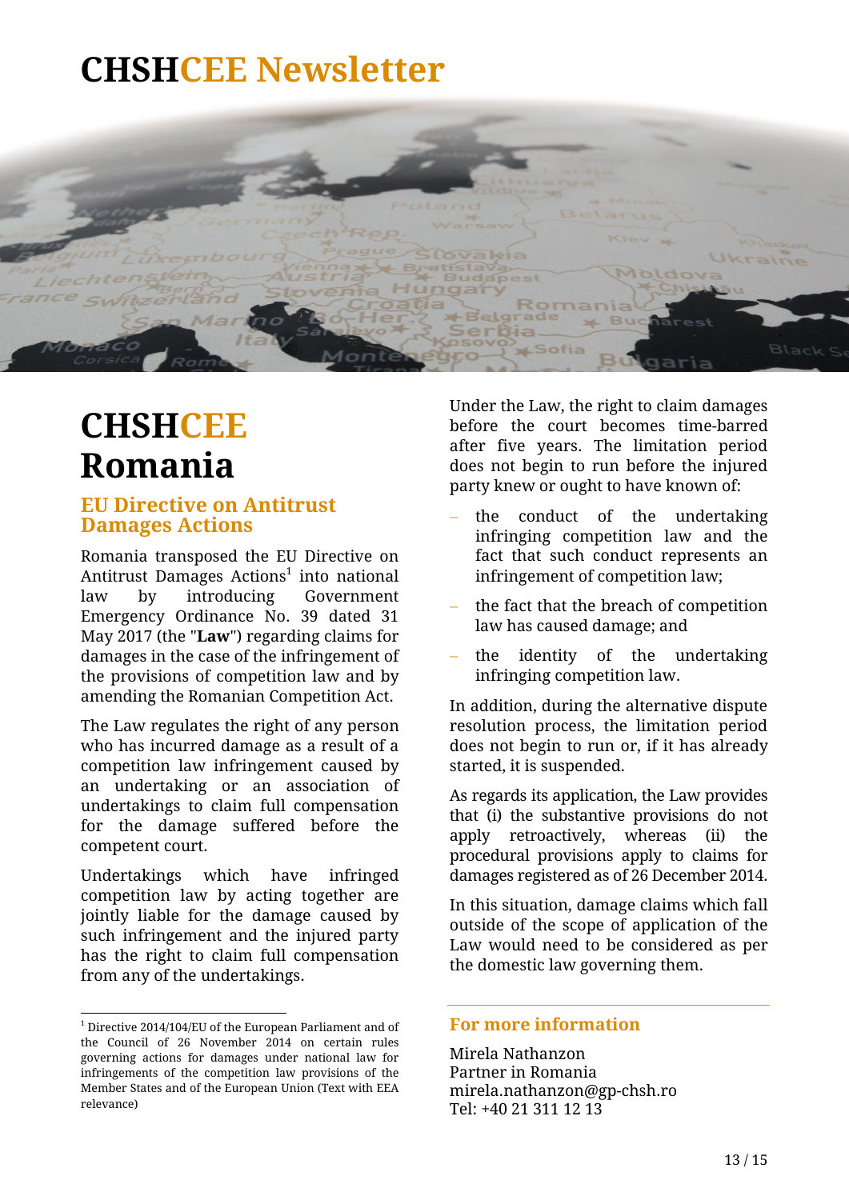# CHSHCEE Newsletter

# CHSHCEE Romania

## EU Directive on Antitrust Damages Actions

Romania transposed the EU Directive on Antitrust Damages Actions[1] into national law by introducing Government Emergency Ordinance No. 39 dated 31 May 2017 (the "**Law**") regarding claims for damages in the case of the infringement of the provisions of competition law and by amending the Romanian Competition Act.

The Law regulates the right of any person who has incurred damage as a result of a competition law infringement caused by an undertaking or an association of undertakings to claim full compensation for the damage suffered before the competent court.

Undertakings which have infringed competition law by acting together are jointly liable for the damage caused by such infringement and the injured party has the right to claim full compensation from any of the undertakings.

Under the Law, the right to claim damages before the court becomes time-barred after five years. The limitation period does not begin to run before the injured party knew or ought to have known of:

- the conduct of the undertaking infringing competition law and the fact that such conduct represents an infringement of competition law;
- the fact that the breach of competition law has caused damage; and
- the identity of the undertaking infringing competition law.

In addition, during the alternative dispute resolution process, the limitation period does not begin to run or, if it has already started, it is suspended.

As regards its application, the Law provides that (i) the substantive provisions do not apply retroactively, whereas (ii) the procedural provisions apply to claims for damages registered as of 26 December 2014.

In this situation, damage claims which fall outside of the scope of application of the Law would need to be considered as per the domestic law governing them.

### For more information

Mirela Nathanzon
Partner in Romania
mirela.nathanzon@gp-chsh.ro
Tel: +40 21 311 12 13

[1] Directive 2014/104/EU of the European Parliament and of the Council of 26 November 2014 on certain rules governing actions for damages under national law for infringements of the competition law provisions of the Member States and of the European Union (Text with EEA relevance)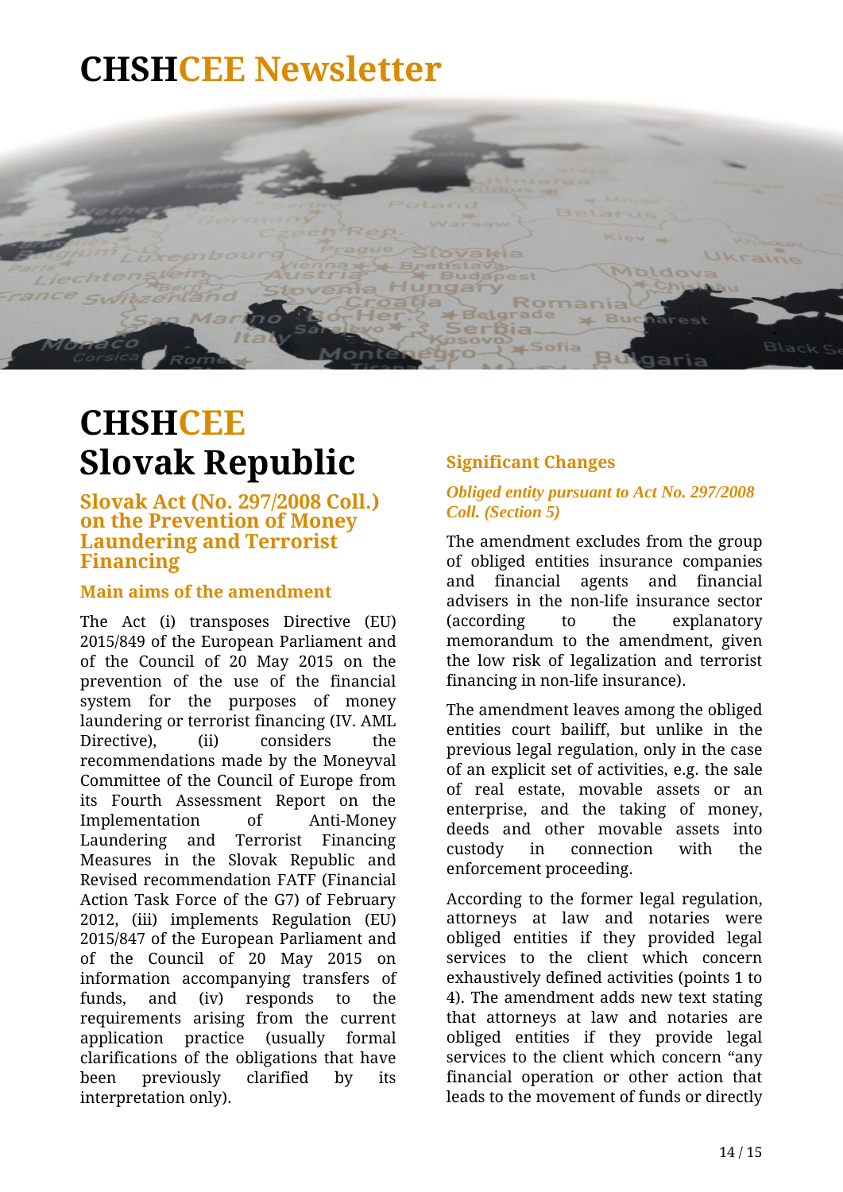# CHSHCEE Newsletter

# CHSHCEE Slovak Republic

## Slovak Act (No. 297/2008 Coll.) on the Prevention of Money Laundering and Terrorist Financing

### Main aims of the amendment

The Act (i) transposes Directive (EU) 2015/849 of the European Parliament and of the Council of 20 May 2015 on the prevention of the use of the financial system for the purposes of money laundering or terrorist financing (IV. AML Directive), (ii) considers the recommendations made by the Moneyval Committee of the Council of Europe from its Fourth Assessment Report on the Implementation of Anti-Money Laundering and Terrorist Financing Measures in the Slovak Republic and Revised recommendation FATF (Financial Action Task Force of the G7) of February 2012, (iii) implements Regulation (EU) 2015/847 of the European Parliament and of the Council of 20 May 2015 on information accompanying transfers of funds, and (iv) responds to the requirements arising from the current application practice (usually formal clarifications of the obligations that have been previously clarified by its interpretation only).

### Significant Changes

*Obliged entity pursuant to Act No. 297/2008 Coll. (Section 5)*

The amendment excludes from the group of obliged entities insurance companies and financial agents and financial advisers in the non-life insurance sector (according to the explanatory memorandum to the amendment, given the low risk of legalization and terrorist financing in non-life insurance).

The amendment leaves among the obliged entities court bailiff, but unlike in the previous legal regulation, only in the case of an explicit set of activities, e.g. the sale of real estate, movable assets or an enterprise, and the taking of money, deeds and other movable assets into custody in connection with the enforcement proceeding.

According to the former legal regulation, attorneys at law and notaries were obliged entities if they provided legal services to the client which concern exhaustively defined activities (points 1 to 4). The amendment adds new text stating that attorneys at law and notaries are obliged entities if they provide legal services to the client which concern "any financial operation or other action that leads to the movement of funds or directly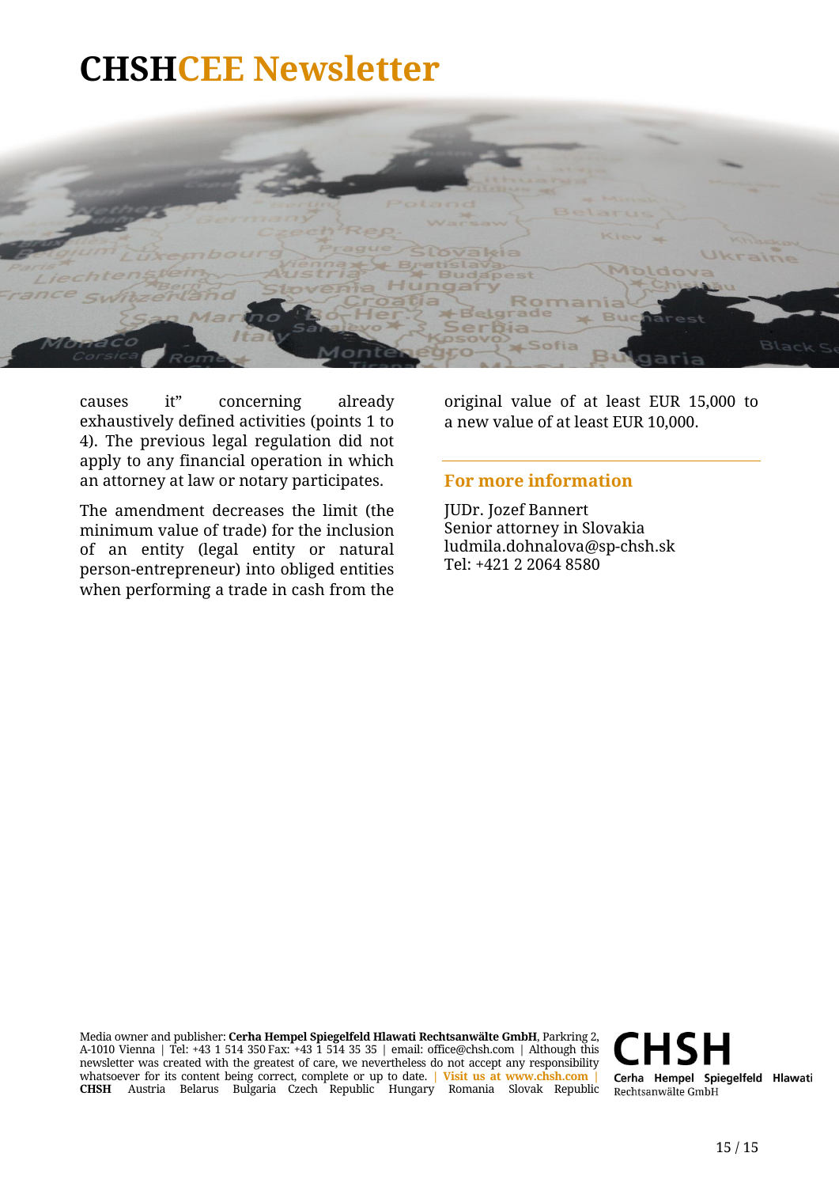causes it" concerning already exhaustively defined activities (points 1 to 4). The previous legal regulation did not apply to any financial operation in which an attorney at law or notary participates.

The amendment decreases the limit (the minimum value of trade) for the inclusion of an entity (legal entity or natural person-entrepreneur) into obliged entities when performing a trade in cash from the original value of at least EUR 15,000 to a new value of at least EUR 10,000.

## For more information

JUDr. Jozef Bannert
Senior attorney in Slovakia
ludmila.dohnalova@sp-chsh.sk
Tel: +421 2 2064 8580

Media owner and publisher: **Cerha Hempel Spiegelfeld Hlawati Rechtsanwälte GmbH**, Parkring 2, A-1010 Vienna | Tel: +43 1 514 350 Fax: +43 1 514 35 35 | email: office@chsh.com | Although this newsletter was created with the greatest of care, we nevertheless do not accept any responsibility whatsoever for its content being correct, complete or up to date. | **Visit us at www.chsh.com** | **CHSH** Austria Belarus Bulgaria Czech Republic Hungary Romania Slovak Republic

CHSH Cerha Hempel Spiegelfeld Hlawati Rechtsanwälte GmbH